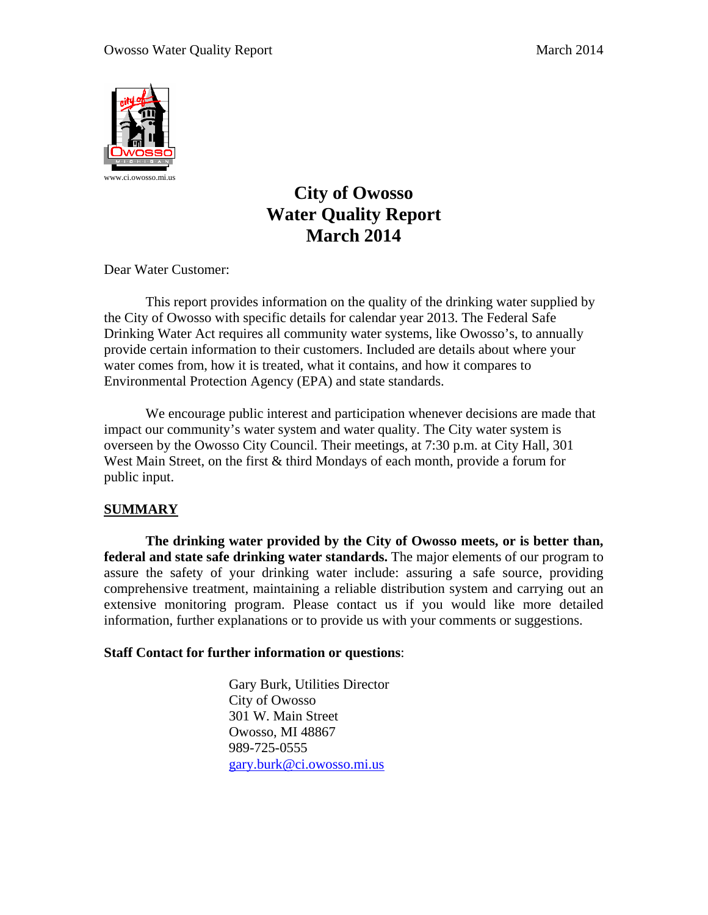www.ci.owosso.mi.us

# City of Owosso Water Quality Report March 2014

Dear Water Customer:

This report provides information on the quality of the drinking water supplied by the City of Owosso with specific details for calendar year 2013. The Federal Safe Drinking Water Act requires all community water systems, like Owosso's, to annually provide certain information to their customers. Included are details about where your water comes from, how it is treated, what it contains, and how it compares to Environmental Protection Agency (EPA) and state standards.

We encourage public interest and participation whenever decisions are made that impact our community's water system and water quality. The City water system is overseen by the Owosso City Council. Their meetings, at 7:30 p.m. at City Hall, 301 West Main Street, on the first & third Mondays of each month, provide a forum for public input.

## SUMMARY

**The drinking water provided by the City of Owosso meets, or is better than, federal and state safe drinking water standards.** The major elements of our program to assure the safety of your drinking water include: assuring a safe source, providing comprehensive treatment, maintaining a reliable distribution system and carrying out an extensive monitoring program. Please contact us if you would like more detailed information, further explanations or to provide us with your comments or suggestions.

**Staff Contact for further information or questions**:

Gary Burk, Utilities Director
City of Owosso
301 W. Main Street
Owosso, MI 48867
989-725-0555
gary.burk@ci.owosso.mi.us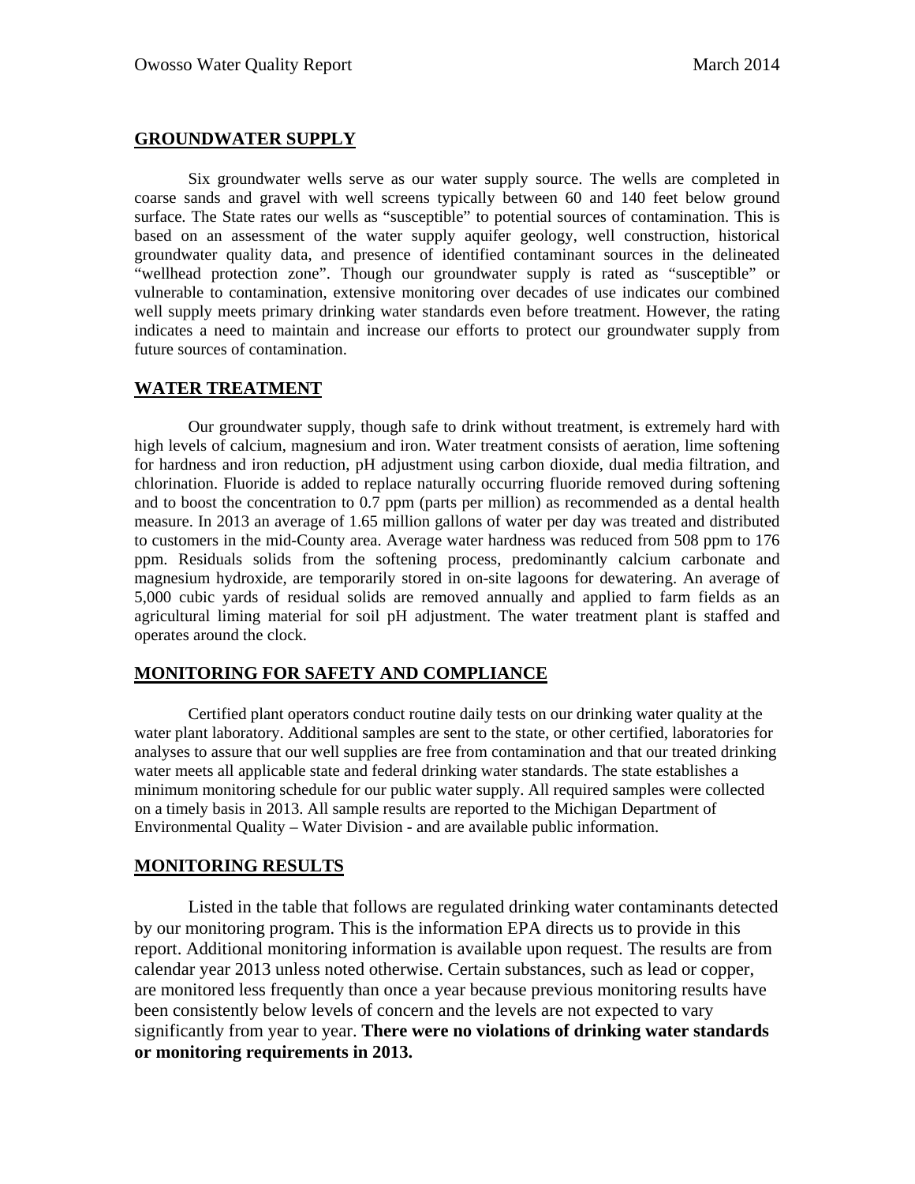## GROUNDWATER SUPPLY

Six groundwater wells serve as our water supply source. The wells are completed in coarse sands and gravel with well screens typically between 60 and 140 feet below ground surface. The State rates our wells as "susceptible" to potential sources of contamination. This is based on an assessment of the water supply aquifer geology, well construction, historical groundwater quality data, and presence of identified contaminant sources in the delineated "wellhead protection zone". Though our groundwater supply is rated as "susceptible" or vulnerable to contamination, extensive monitoring over decades of use indicates our combined well supply meets primary drinking water standards even before treatment. However, the rating indicates a need to maintain and increase our efforts to protect our groundwater supply from future sources of contamination.

## WATER TREATMENT

Our groundwater supply, though safe to drink without treatment, is extremely hard with high levels of calcium, magnesium and iron. Water treatment consists of aeration, lime softening for hardness and iron reduction, pH adjustment using carbon dioxide, dual media filtration, and chlorination. Fluoride is added to replace naturally occurring fluoride removed during softening and to boost the concentration to 0.7 ppm (parts per million) as recommended as a dental health measure. In 2013 an average of 1.65 million gallons of water per day was treated and distributed to customers in the mid-County area. Average water hardness was reduced from 508 ppm to 176 ppm. Residuals solids from the softening process, predominantly calcium carbonate and magnesium hydroxide, are temporarily stored in on-site lagoons for dewatering. An average of 5,000 cubic yards of residual solids are removed annually and applied to farm fields as an agricultural liming material for soil pH adjustment. The water treatment plant is staffed and operates around the clock.

## MONITORING FOR SAFETY AND COMPLIANCE

Certified plant operators conduct routine daily tests on our drinking water quality at the water plant laboratory. Additional samples are sent to the state, or other certified, laboratories for analyses to assure that our well supplies are free from contamination and that our treated drinking water meets all applicable state and federal drinking water standards. The state establishes a minimum monitoring schedule for our public water supply. All required samples were collected on a timely basis in 2013. All sample results are reported to the Michigan Department of Environmental Quality – Water Division - and are available public information.

## MONITORING RESULTS

Listed in the table that follows are regulated drinking water contaminants detected by our monitoring program. This is the information EPA directs us to provide in this report. Additional monitoring information is available upon request. The results are from calendar year 2013 unless noted otherwise. Certain substances, such as lead or copper, are monitored less frequently than once a year because previous monitoring results have been consistently below levels of concern and the levels are not expected to vary significantly from year to year. **There were no violations of drinking water standards or monitoring requirements in 2013.**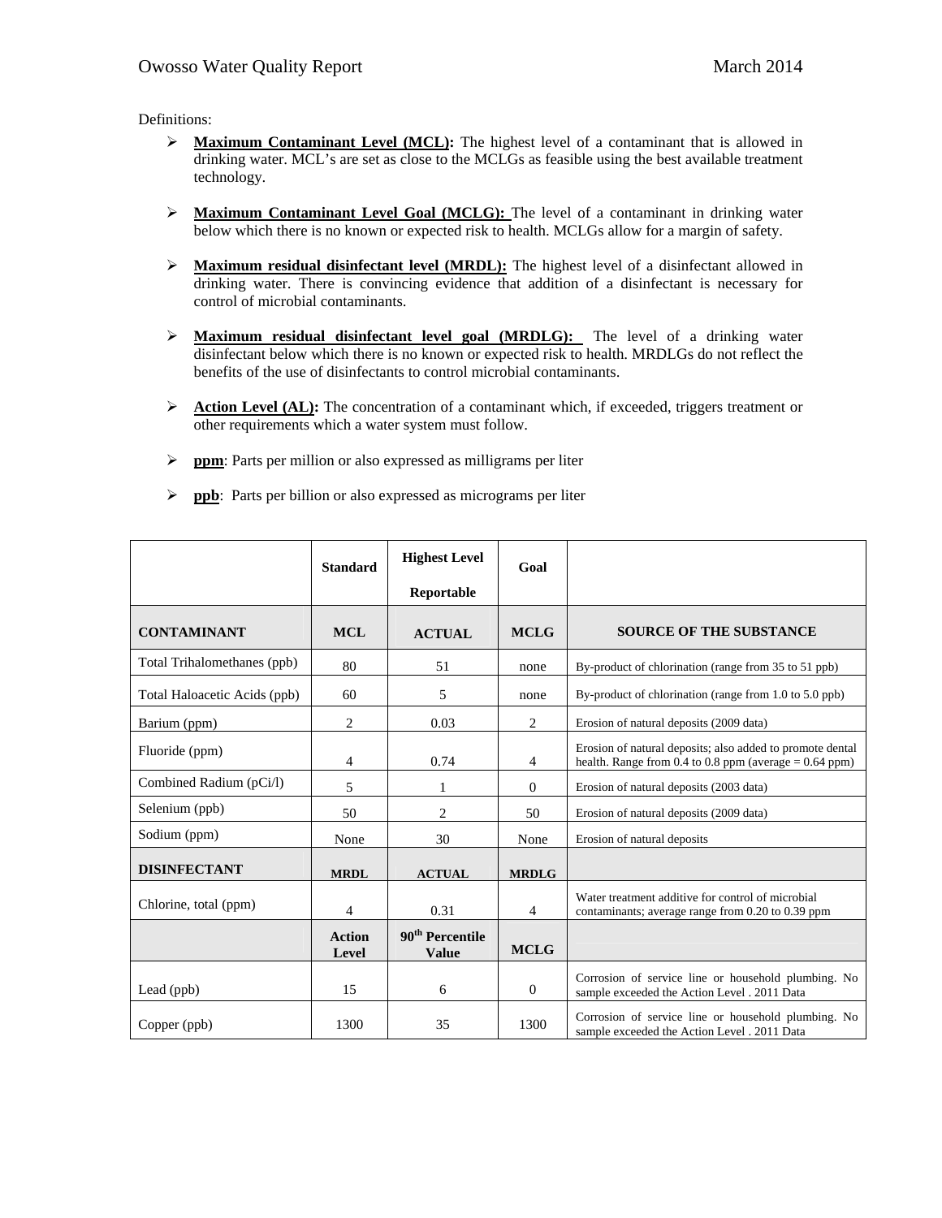Definitions:

- **Maximum Contaminant Level (MCL):** The highest level of a contaminant that is allowed in drinking water. MCL's are set as close to the MCLGs as feasible using the best available treatment technology.

- **Maximum Contaminant Level Goal (MCLG):** The level of a contaminant in drinking water below which there is no known or expected risk to health. MCLGs allow for a margin of safety.

- **Maximum residual disinfectant level (MRDL):** The highest level of a disinfectant allowed in drinking water. There is convincing evidence that addition of a disinfectant is necessary for control of microbial contaminants.

- **Maximum residual disinfectant level goal (MRDLG):** The level of a drinking water disinfectant below which there is no known or expected risk to health. MRDLGs do not reflect the benefits of the use of disinfectants to control microbial contaminants.

- **Action Level (AL):** The concentration of a contaminant which, if exceeded, triggers treatment or other requirements which a water system must follow.

- **ppm**: Parts per million or also expressed as milligrams per liter

- **ppb**: Parts per billion or also expressed as micrograms per liter

| | Standard | Highest Level Reportable | Goal | |
|---|---|---|---|---|
| **CONTAMINANT** | **MCL** | **ACTUAL** | **MCLG** | **SOURCE OF THE SUBSTANCE** |
| Total Trihalomethanes (ppb) | 80 | 51 | none | By-product of chlorination (range from 35 to 51 ppb) |
| Total Haloacetic Acids (ppb) | 60 | 5 | none | By-product of chlorination (range from 1.0 to 5.0 ppb) |
| Barium (ppm) | 2 | 0.03 | 2 | Erosion of natural deposits (2009 data) |
| Fluoride (ppm) | 4 | 0.74 | 4 | Erosion of natural deposits; also added to promote dental health. Range from 0.4 to 0.8 ppm (average = 0.64 ppm) |
| Combined Radium (pCi/l) | 5 | 1 | 0 | Erosion of natural deposits (2003 data) |
| Selenium (ppb) | 50 | 2 | 50 | Erosion of natural deposits (2009 data) |
| Sodium (ppm) | None | 30 | None | Erosion of natural deposits |
| **DISINFECTANT** | **MRDL** | **ACTUAL** | **MRDLG** | |
| Chlorine, total (ppm) | 4 | 0.31 | 4 | Water treatment additive for control of microbial contaminants; average range from 0.20 to 0.39 ppm |
| | **Action Level** | **90th Percentile Value** | **MCLG** | |
| Lead (ppb) | 15 | 6 | 0 | Corrosion of service line or household plumbing. No sample exceeded the Action Level . 2011 Data |
| Copper (ppb) | 1300 | 35 | 1300 | Corrosion of service line or household plumbing. No sample exceeded the Action Level . 2011 Data |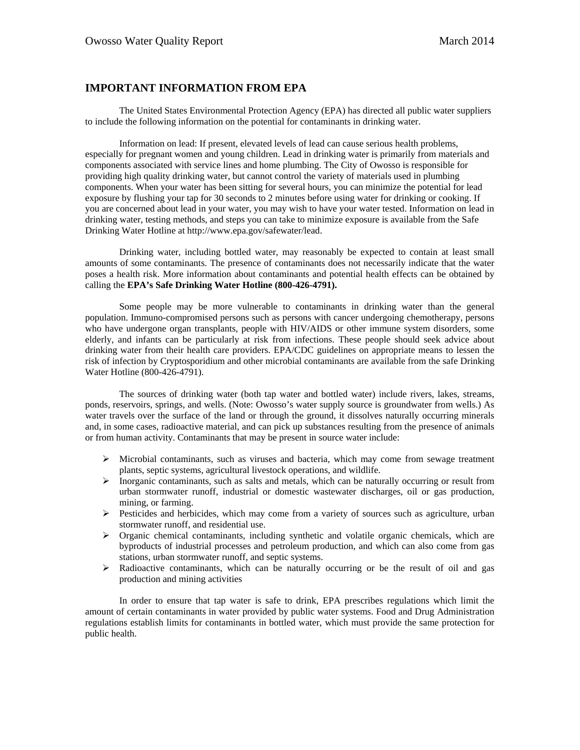## IMPORTANT INFORMATION FROM EPA

The United States Environmental Protection Agency (EPA) has directed all public water suppliers to include the following information on the potential for contaminants in drinking water.

Information on lead: If present, elevated levels of lead can cause serious health problems, especially for pregnant women and young children. Lead in drinking water is primarily from materials and components associated with service lines and home plumbing. The City of Owosso is responsible for providing high quality drinking water, but cannot control the variety of materials used in plumbing components. When your water has been sitting for several hours, you can minimize the potential for lead exposure by flushing your tap for 30 seconds to 2 minutes before using water for drinking or cooking. If you are concerned about lead in your water, you may wish to have your water tested. Information on lead in drinking water, testing methods, and steps you can take to minimize exposure is available from the Safe Drinking Water Hotline at http://www.epa.gov/safewater/lead.

Drinking water, including bottled water, may reasonably be expected to contain at least small amounts of some contaminants. The presence of contaminants does not necessarily indicate that the water poses a health risk. More information about contaminants and potential health effects can be obtained by calling the **EPA's Safe Drinking Water Hotline (800-426-4791).**

Some people may be more vulnerable to contaminants in drinking water than the general population. Immuno-compromised persons such as persons with cancer undergoing chemotherapy, persons who have undergone organ transplants, people with HIV/AIDS or other immune system disorders, some elderly, and infants can be particularly at risk from infections. These people should seek advice about drinking water from their health care providers. EPA/CDC guidelines on appropriate means to lessen the risk of infection by Cryptosporidium and other microbial contaminants are available from the safe Drinking Water Hotline (800-426-4791).

The sources of drinking water (both tap water and bottled water) include rivers, lakes, streams, ponds, reservoirs, springs, and wells. (Note: Owosso's water supply source is groundwater from wells.) As water travels over the surface of the land or through the ground, it dissolves naturally occurring minerals and, in some cases, radioactive material, and can pick up substances resulting from the presence of animals or from human activity. Contaminants that may be present in source water include:

- Microbial contaminants, such as viruses and bacteria, which may come from sewage treatment plants, septic systems, agricultural livestock operations, and wildlife.
- Inorganic contaminants, such as salts and metals, which can be naturally occurring or result from urban stormwater runoff, industrial or domestic wastewater discharges, oil or gas production, mining, or farming.
- Pesticides and herbicides, which may come from a variety of sources such as agriculture, urban stormwater runoff, and residential use.
- Organic chemical contaminants, including synthetic and volatile organic chemicals, which are byproducts of industrial processes and petroleum production, and which can also come from gas stations, urban stormwater runoff, and septic systems.
- Radioactive contaminants, which can be naturally occurring or be the result of oil and gas production and mining activities

In order to ensure that tap water is safe to drink, EPA prescribes regulations which limit the amount of certain contaminants in water provided by public water systems. Food and Drug Administration regulations establish limits for contaminants in bottled water, which must provide the same protection for public health.